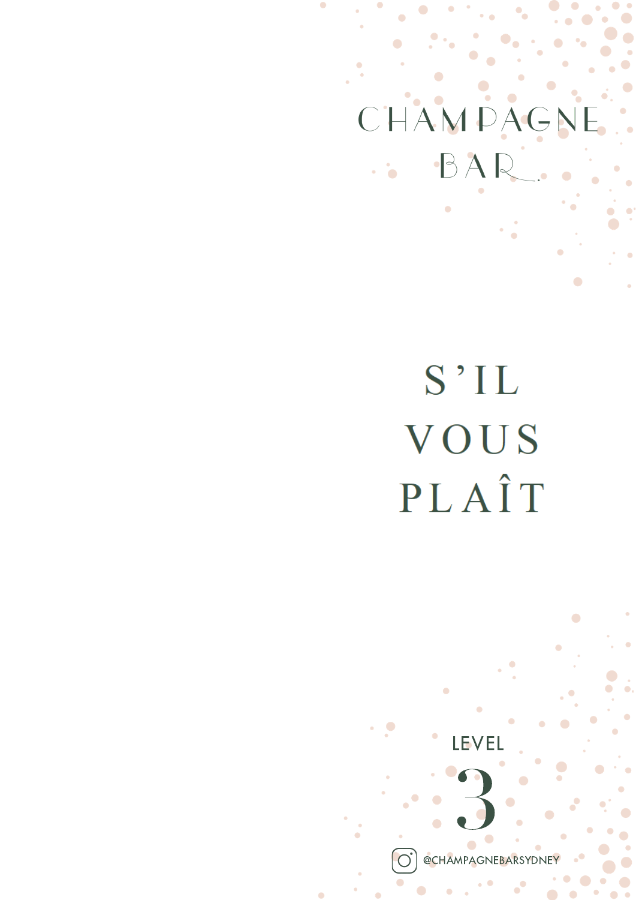# CHAMPAGNE BAR.

## S'IL VOUS PLAÎT

LEVEL

3

@CHAMPAGNEBARSYDNEY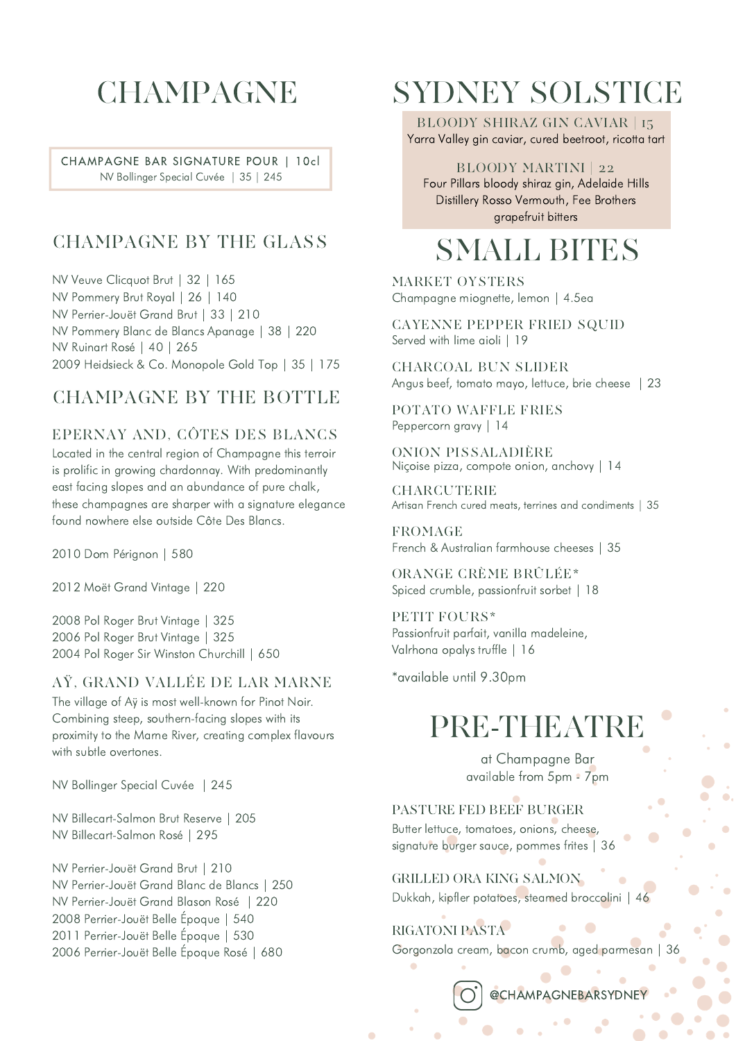# CHAMPAGNE

**CHAMPAGNE BAR SIGNATURE POUR | 10cl**
NV Bollinger Special Cuvée | 35 | 245

## CHAMPAGNE BY THE GLASS

NV Veuve Clicquot Brut | 32 | 165
NV Pommery Brut Royal | 26 | 140
NV Perrier-Jouët Grand Brut | 33 | 210
NV Pommery Blanc de Blancs Apanage | 38 | 220
NV Ruinart Rosé | 40 | 265
2009 Heidsieck & Co. Monopole Gold Top | 35 | 175

## CHAMPAGNE BY THE BOTTLE

### EPERNAY AND, CÔTES DES BLANCS

Located in the central region of Champagne this terroir is prolific in growing chardonnay. With predominantly east facing slopes and an abundance of pure chalk, these champagnes are sharper with a signature elegance found nowhere else outside Côte Des Blancs.

2010 Dom Pérignon | 580

2012 Moët Grand Vintage | 220

2008 Pol Roger Brut Vintage | 325
2006 Pol Roger Brut Vintage | 325
2004 Pol Roger Sir Winston Churchill | 650

### AŸ, GRAND VALLÉE DE LAR MARNE

The village of Aÿ is most well-known for Pinot Noir. Combining steep, southern-facing slopes with its proximity to the Marne River, creating complex flavours with subtle overtones.

NV Bollinger Special Cuvée | 245

NV Billecart-Salmon Brut Reserve | 205
NV Billecart-Salmon Rosé | 295

NV Perrier-Jouët Grand Brut | 210
NV Perrier-Jouët Grand Blanc de Blancs | 250
NV Perrier-Jouët Grand Blason Rosé | 220
2008 Perrier-Jouët Belle Époque | 540
2011 Perrier-Jouët Belle Époque | 530
2006 Perrier-Jouët Belle Époque Rosé | 680

# SYDNEY SOLSTICE

**BLOODY SHIRAZ GIN CAVIAR | 15**
Yarra Valley gin caviar, cured beetroot, ricotta tart

**BLOODY MARTINI | 22**
Four Pillars bloody shiraz gin, Adelaide Hills Distillery Rosso Vermouth, Fee Brothers grapefruit bitters

# SMALL BITES

**MARKET OYSTERS**
Champagne miognette, lemon | 4.5ea

**CAYENNE PEPPER FRIED SQUID**
Served with lime aioli | 19

**CHARCOAL BUN SLIDER**
Angus beef, tomato mayo, lettuce, brie cheese | 23

**POTATO WAFFLE FRIES**
Peppercorn gravy | 14

**ONION PISSALADIÈRE**
Niçoise pizza, compote onion, anchovy | 14

**CHARCUTERIE**
Artisan French cured meats, terrines and condiments | 35

**FROMAGE**
French & Australian farmhouse cheeses | 35

**ORANGE CRÈME BRÛLÉE***
Spiced crumble, passionfruit sorbet | 18

**PETIT FOURS***
Passionfruit parfait, vanilla madeleine, Valrhona opalys truffle | 16

*available until 9.30pm

# PRE-THEATRE

at Champagne Bar
available from 5pm - 7pm

**PASTURE FED BEEF BURGER**
Butter lettuce, tomatoes, onions, cheese, signature burger sauce, pommes frites | 36

**GRILLED ORA KING SALMON**
Dukkah, kipfler potatoes, steamed broccolini | 46

**RIGATONI PASTA**
Gorgonzola cream, bacon crumb, aged parmesan | 36

@CHAMPAGNEBARSYDNEY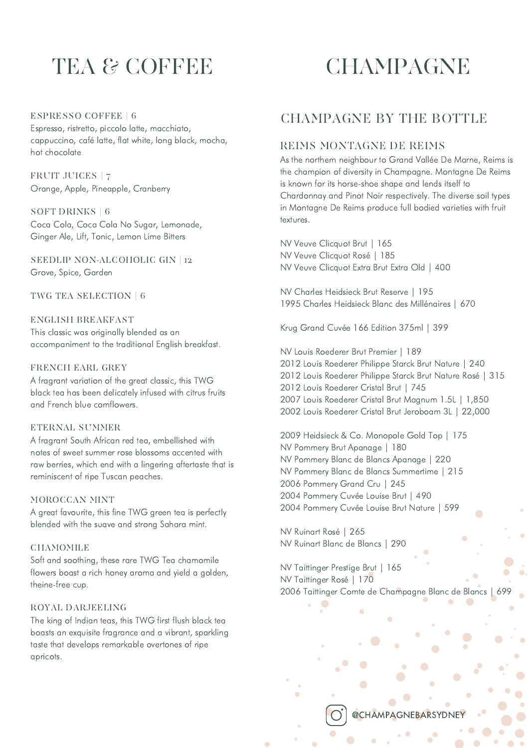# TEA & COFFEE

### ESPRESSO COFFEE | 6
Espresso, ristretto, piccolo latte, macchiato, cappuccino, café latte, flat white, long black, mocha, hot chocolate

### FRUIT JUICES | 7
Orange, Apple, Pineapple, Cranberry

### SOFT DRINKS | 6
Coca Cola, Coca Cola No Sugar, Lemonade, Ginger Ale, Lift, Tonic, Lemon Lime Bitters

### SEEDLIP NON-ALCOHOLIC GIN | 12
Grove, Spice, Garden

### TWG TEA SELECTION | 6

#### ENGLISH BREAKFAST
This classic was originally blended as an accompaniment to the traditional English breakfast.

#### FRENCH EARL GREY
A fragrant variation of the great classic, this TWG black tea has been delicately infused with citrus fruits and French blue cornflowers.

#### ETERNAL SUMMER
A fragrant South African red tea, embellished with notes of sweet summer rose blossoms accented with raw berries, which end with a lingering aftertaste that is reminiscent of ripe Tuscan peaches.

#### MOROCCAN MINT
A great favourite, this fine TWG green tea is perfectly blended with the suave and strong Sahara mint.

#### CHAMOMILE
Soft and soothing, these rare TWG Tea chamomile flowers boast a rich honey aroma and yield a golden, theine-free cup.

#### ROYAL DARJEELING
The king of Indian teas, this TWG first flush black tea boasts an exquisite fragrance and a vibrant, sparkling taste that develops remarkable overtones of ripe apricots.

# CHAMPAGNE

## CHAMPAGNE BY THE BOTTLE

### REIMS MONTAGNE DE REIMS
As the northern neighbour to Grand Vallée De Marne, Reims is the champion of diversity in Champagne. Montagne De Reims is known for its horse-shoe shape and lends itself to Chardonnay and Pinot Noir respectively. The diverse soil types in Montagne De Reims produce full bodied varieties with fruit textures.

NV Veuve Clicquot Brut | 165
NV Veuve Clicquot Rosé | 185
NV Veuve Clicquot Extra Brut Extra Old | 400

NV Charles Heidsieck Brut Reserve | 195
1995 Charles Heidsieck Blanc des Millénaires | 670

Krug Grand Cuvée 166 Edition 375ml | 399

NV Louis Roederer Brut Premier | 189
2012 Louis Roederer Philippe Starck Brut Nature | 240
2012 Louis Roederer Philippe Starck Brut Nature Rosé | 315
2012 Louis Roederer Cristal Brut | 745
2007 Louis Roederer Cristal Brut Magnum 1.5L | 1,850
2002 Louis Roederer Cristal Brut Jeroboam 3L | 22,000

2009 Heidsieck & Co. Monopole Gold Top | 175
NV Pommery Brut Apanage | 180
NV Pommery Blanc de Blancs Apanage | 220
NV Pommery Blanc de Blancs Summertime | 215
2006 Pommery Grand Cru | 245
2004 Pommery Cuvée Louise Brut | 490
2004 Pommery Cuvée Louise Brut Nature | 599

NV Ruinart Rosé | 265
NV Ruinart Blanc de Blancs | 290

NV Taittinger Prestige Brut | 165
NV Taittinger Rosé | 170
2006 Taittinger Comte de Champagne Blanc de Blancs | 699

@CHAMPAGNEBARSYDNEY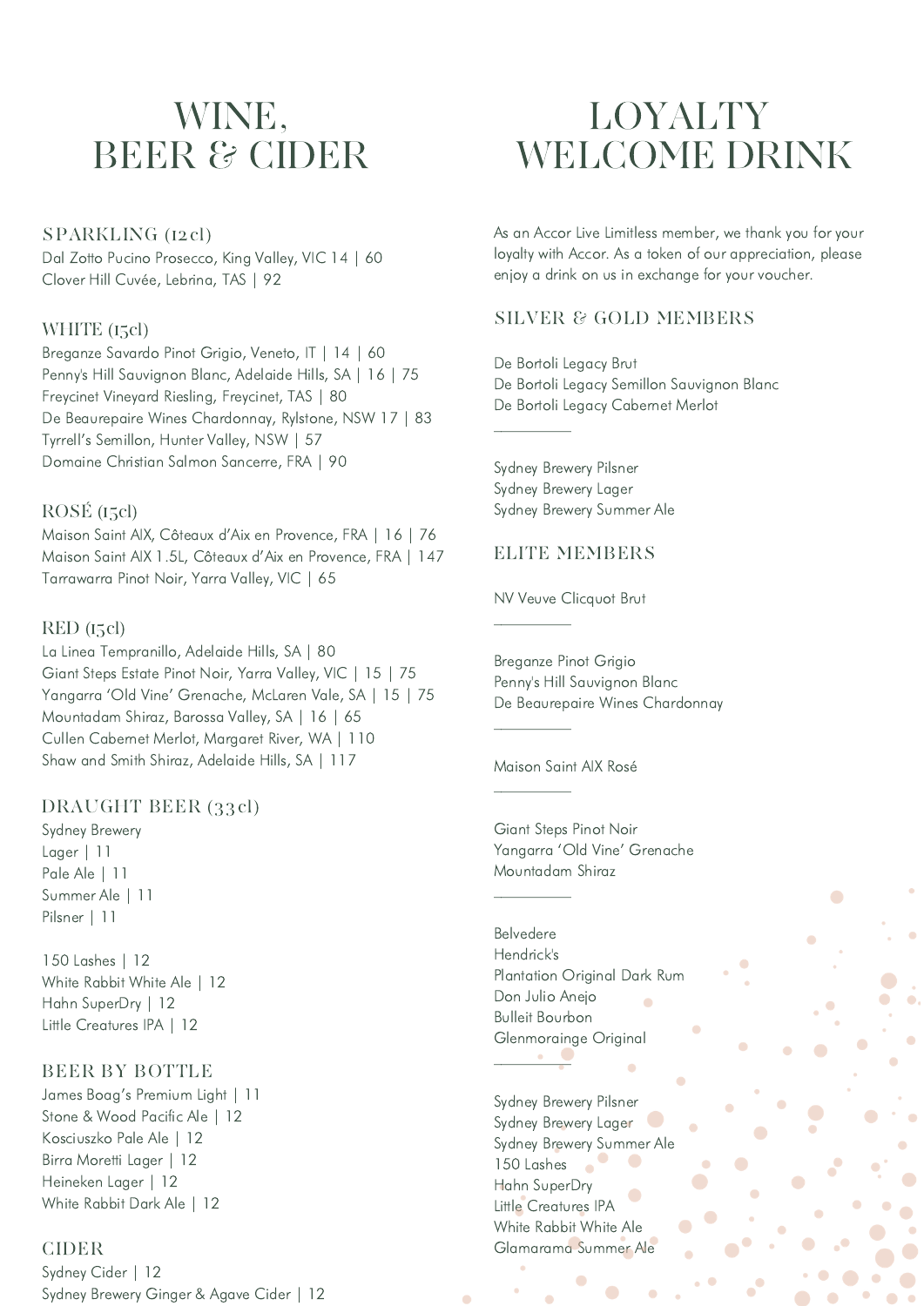# WINE, BEER & CIDER

## SPARKLING (12cl)

Dal Zotto Pucino Prosecco, King Valley, VIC 14 | 60
Clover Hill Cuvée, Lebrina, TAS | 92

## WHITE (15cl)

Breganze Savardo Pinot Grigio, Veneto, IT | 14 | 60
Penny's Hill Sauvignon Blanc, Adelaide Hills, SA | 16 | 75
Freycinet Vineyard Riesling, Freycinet, TAS | 80
De Beaurepaire Wines Chardonnay, Rylstone, NSW 17 | 83
Tyrrell's Semillon, Hunter Valley, NSW | 57
Domaine Christian Salmon Sancerre, FRA | 90

## ROSÉ (15cl)

Maison Saint AIX, Côteaux d'Aix en Provence, FRA | 16 | 76
Maison Saint AIX 1.5L, Côteaux d'Aix en Provence, FRA | 147
Tarrawarra Pinot Noir, Yarra Valley, VIC | 65

## RED (15cl)

La Linea Tempranillo, Adelaide Hills, SA | 80
Giant Steps Estate Pinot Noir, Yarra Valley, VIC | 15 | 75
Yangarra 'Old Vine' Grenache, McLaren Vale, SA | 15 | 75
Mountadam Shiraz, Barossa Valley, SA | 16 | 65
Cullen Cabernet Merlot, Margaret River, WA | 110
Shaw and Smith Shiraz, Adelaide Hills, SA | 117

## DRAUGHT BEER (33cl)

Sydney Brewery
Lager | 11
Pale Ale | 11
Summer Ale | 11
Pilsner | 11

150 Lashes | 12
White Rabbit White Ale | 12
Hahn SuperDry | 12
Little Creatures IPA | 12

## BEER BY BOTTLE

James Boag's Premium Light | 11
Stone & Wood Pacific Ale | 12
Kosciuszko Pale Ale | 12
Birra Moretti Lager | 12
Heineken Lager | 12
White Rabbit Dark Ale | 12

## CIDER

Sydney Cider | 12
Sydney Brewery Ginger & Agave Cider | 12

# LOYALTY WELCOME DRINK

As an Accor Live Limitless member, we thank you for your loyalty with Accor. As a token of our appreciation, please enjoy a drink on us in exchange for your voucher.

## SILVER & GOLD MEMBERS

De Bortoli Legacy Brut
De Bortoli Legacy Semillon Sauvignon Blanc
De Bortoli Legacy Cabernet Merlot

---

Sydney Brewery Pilsner
Sydney Brewery Lager
Sydney Brewery Summer Ale

## ELITE MEMBERS

NV Veuve Clicquot Brut

---

Breganze Pinot Grigio
Penny's Hill Sauvignon Blanc
De Beaurepaire Wines Chardonnay

---

Maison Saint AIX Rosé

---

Giant Steps Pinot Noir
Yangarra 'Old Vine' Grenache
Mountadam Shiraz

---

Belvedere
Hendrick's
Plantation Original Dark Rum
Don Julio Anejo
Bulleit Bourbon
Glenmoraigne Original

---

Sydney Brewery Pilsner
Sydney Brewery Lager
Sydney Brewery Summer Ale
150 Lashes
Hahn SuperDry
Little Creatures IPA
White Rabbit White Ale
Glamarama Summer Ale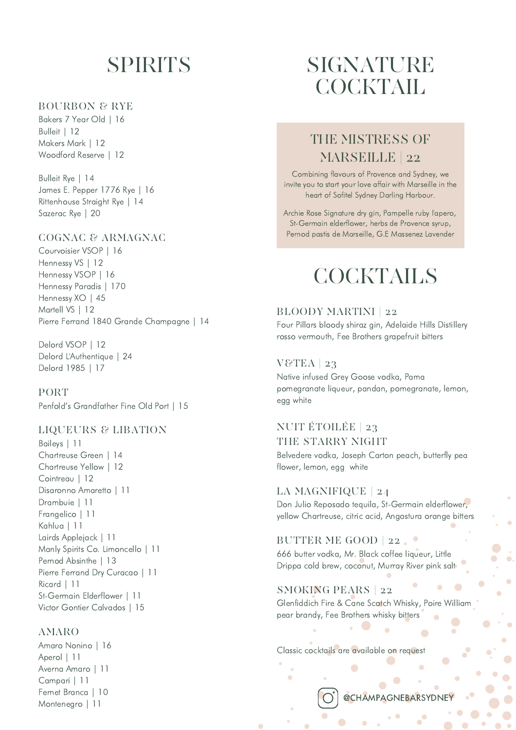# SPIRITS

## BOURBON & RYE

Bakers 7 Year Old | 16
Bulleit | 12
Makers Mark | 12
Woodford Reserve | 12

Bulleit Rye | 14
James E. Pepper 1776 Rye | 16
Rittenhouse Straight Rye | 14
Sazerac Rye | 20

## COGNAC & ARMAGNAC

Courvoisier VSOP | 16
Hennessy VS | 12
Hennessy VSOP | 16
Hennessy Paradis | 170
Hennessy XO | 45
Martell VS | 12
Pierre Ferrand 1840 Grande Champagne | 14

Delord VSOP | 12
Delord L'Authentique | 24
Delord 1985 | 17

## PORT

Penfold's Grandfather Fine Old Port | 15

## LIQUEURS & LIBATION

Baileys | 11
Chartreuse Green | 14
Chartreuse Yellow | 12
Cointreau | 12
Disaronno Amaretto | 11
Drambuie | 11
Frangelico | 11
Kahlua | 11
Lairds Applejack | 11
Manly Spirits Co. Limoncello | 11
Pernod Absinthe | 13
Pierre Ferrand Dry Curacao | 11
Ricard | 11
St-Germain Elderflower | 11
Victor Gontier Calvados | 15

## AMARO

Amaro Nonino | 16
Aperol | 11
Averna Amaro | 11
Campari | 11
Fernet Branca | 10
Montenegro | 11

# SIGNATURE COCKTAIL

## THE MISTRESS OF MARSEILLE | 22

Combining flavours of Provence and Sydney, we invite you to start your love affair with Marseille in the heart of Sofitel Sydney Darling Harbour.

Archie Rose Signature dry gin, Pampelle ruby l'apero, St-Germain elderflower, herbs de Provence syrup, Pernod pastis de Marseille, G.E Massenez Lavender

# COCKTAILS

## BLOODY MARTINI | 22

Four Pillars bloody shiraz gin, Adelaide Hills Distillery rosso vermouth, Fee Brothers grapefruit bitters

## V&TEA | 23

Native infused Grey Goose vodka, Pama pomegranate liqueur, pandan, pomegranate, lemon, egg white

## NUIT ÉTOILÉE | 23
## THE STARRY NIGHT

Belvedere vodka, Joseph Carton peach, butterfly pea flower, lemon, egg white

## LA MAGNIFIQUE | 24

Don Julio Reposado tequila, St-Germain elderflower, yellow Chartreuse, citric acid, Angostura orange bitters

## BUTTER ME GOOD | 22

666 butter vodka, Mr. Black coffee liqueur, Little Drippa cold brew, coconut, Murray River pink salt

## SMOKING PEARS | 22

Glenfiddich Fire & Cane Scotch Whisky, Poire William pear brandy, Fee Brothers whisky bitters

Classic cocktails are available on request

@CHAMPAGNEBARSYDNEY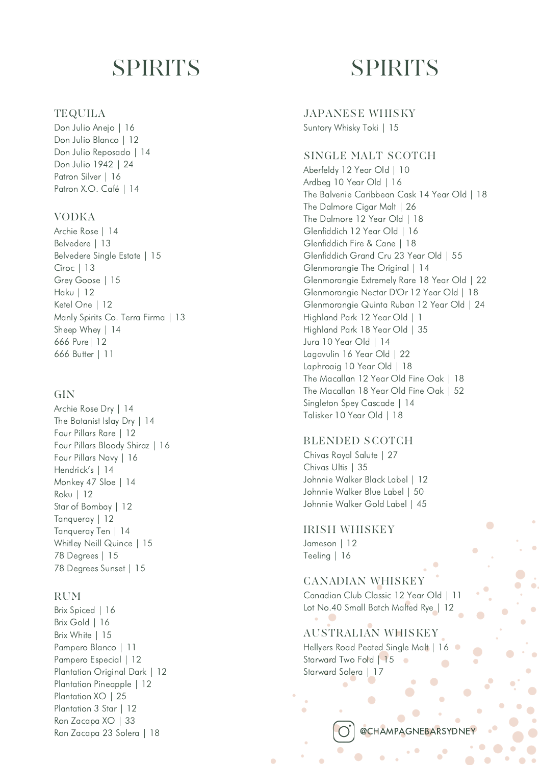# SPIRITS

## TEQUILA

Don Julio Anejo | 16
Don Julio Blanco | 12
Don Julio Reposado | 14
Don Julio 1942 | 24
Patron Silver | 16
Patron X.O. Café | 14

## VODKA

Archie Rose | 14
Belvedere | 13
Belvedere Single Estate | 15
Cîroc | 13
Grey Goose | 15
Haku | 12
Ketel One | 12
Manly Spirits Co. Terra Firma | 13
Sheep Whey | 14
666 Pure| 12
666 Butter | 11

## GIN

Archie Rose Dry | 14
The Botanist Islay Dry | 14
Four Pillars Rare | 12
Four Pillars Bloody Shiraz | 16
Four Pillars Navy | 16
Hendrick's | 14
Monkey 47 Sloe | 14
Roku | 12
Star of Bombay | 12
Tanqueray | 12
Tanqueray Ten | 14
Whitley Neill Quince | 15
78 Degrees | 15
78 Degrees Sunset | 15

## RUM

Brix Spiced | 16
Brix Gold | 16
Brix White | 15
Pampero Blanco | 11
Pampero Especial | 12
Plantation Original Dark | 12
Plantation Pineapple | 12
Plantation XO | 25
Plantation 3 Star | 12
Ron Zacapa XO | 33
Ron Zacapa 23 Solera | 18

# SPIRITS

## JAPANESE WHISKY

Suntory Whisky Toki | 15

## SINGLE MALT SCOTCH

Aberfeldy 12 Year Old | 10
Ardbeg 10 Year Old | 16
The Balvenie Caribbean Cask 14 Year Old | 18
The Dalmore Cigar Malt | 26
The Dalmore 12 Year Old | 18
Glenfiddich 12 Year Old | 16
Glenfiddich Fire & Cane | 18
Glenfiddich Grand Cru 23 Year Old | 55
Glenmorangie The Original | 14
Glenmorangie Extremely Rare 18 Year Old | 22
Glenmorangie Nectar D'Or 12 Year Old | 18
Glenmorangie Quinta Ruban 12 Year Old | 24
Highland Park 12 Year Old | 16
Highland Park 18 Year Old | 35
Jura 10 Year Old | 14
Lagavulin 16 Year Old | 22
Laphroaig 10 Year Old | 18
The Macallan 12 Year Old Fine Oak | 18
The Macallan 18 Year Old Fine Oak | 52
Singleton Spey Cascade | 14
Talisker 10 Year Old | 18

## BLENDED SCOTCH

Chivas Royal Salute | 27
Chivas Ultis | 35
Johnnie Walker Black Label | 12
Johnnie Walker Blue Label | 50
Johnnie Walker Gold Label | 45

## IRISH WHISKEY

Jameson | 12
Teeling | 16

## CANADIAN WHISKEY

Canadian Club Classic 12 Year Old | 11
Lot No.40 Small Batch Malted Rye | 12

## AUSTRALIAN WHISKEY

Hellyers Road Peated Single Malt | 16
Starward Two Fold | 15
Starward Solera | 17

@CHAMPAGNEBARSYDNEY